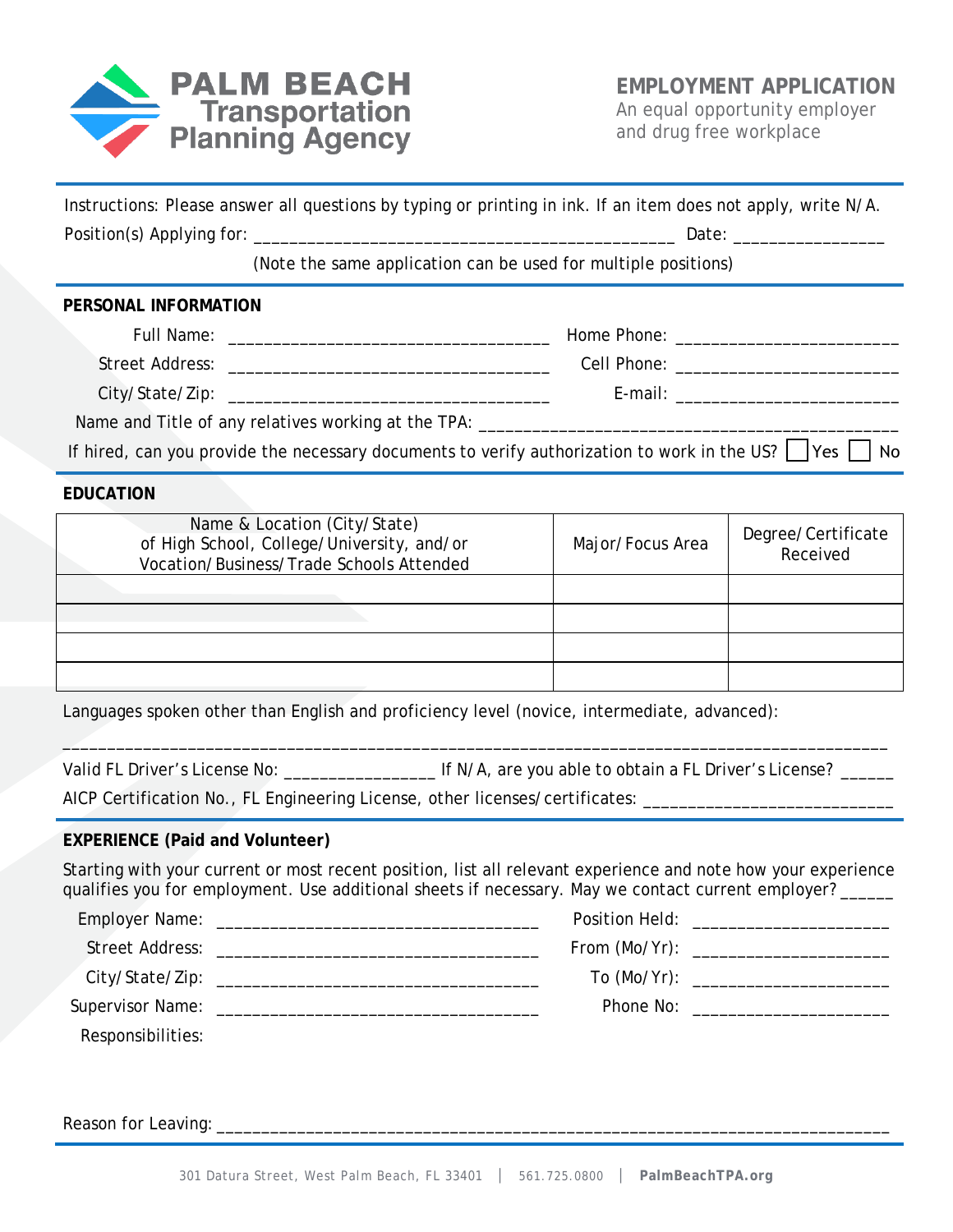# PALM BEACH Transportation Planning Agency

## EMPLOYMENT APPLICATION

An equal opportunity employer and drug free workplace

Instructions: Please answer all questions by typing or printing in ink. If an item does not apply, write N/A.

Position(s) Applying for: _____________________________________________ Date: ________________

(Note the same application can be used for multiple positions)

### PERSONAL INFORMATION

Full Name: ___________________________________ Home Phone: ________________________

Street Address: ___________________________________ Cell Phone: ________________________

City/State/Zip: ___________________________________ E-mail: ________________________

Name and Title of any relatives working at the TPA: _____________________________________________

If hired, can you provide the necessary documents to verify authorization to work in the US? ☐ Yes ☐ No

### EDUCATION

| Name & Location (City/State) of High School, College/University, and/or Vocation/Business/Trade Schools Attended | Major/Focus Area | Degree/Certificate Received |
|---|---|---|
| | | |
| | | |
| | | |
| | | |

Languages spoken other than English and proficiency level (novice, intermediate, advanced):

_____________________________________________________________________________________________

Valid FL Driver's License No: ________________ If N/A, are you able to obtain a FL Driver's License? ______

AICP Certification No., FL Engineering License, other licenses/certificates: __________________________

### EXPERIENCE (Paid and Volunteer)

Starting with your current or most recent position, list all relevant experience and note how your experience qualifies you for employment. Use additional sheets if necessary. May we contact current employer? ______

Employer Name: ___________________________________ Position Held: _____________________

Street Address: ___________________________________ From (Mo/Yr): _____________________

City/State/Zip: ___________________________________ To (Mo/Yr): _____________________

Supervisor Name: ___________________________________ Phone No: _____________________

Responsibilities:

Reason for Leaving: __________________________________________________________________________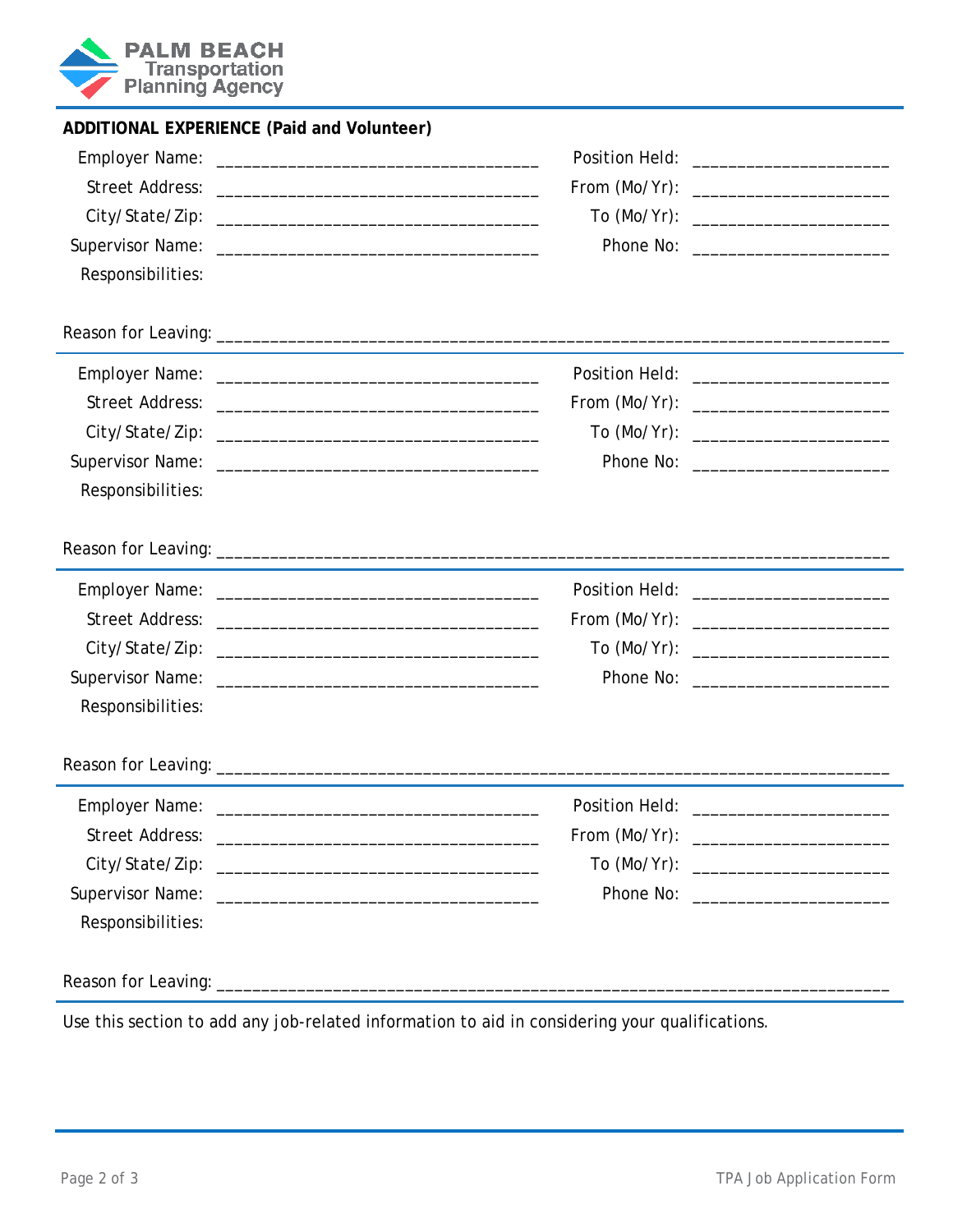**ADDITIONAL EXPERIENCE (Paid and Volunteer)**

Employer Name: ___________________________________ Position Held: ____________________

Street Address: ___________________________________ From (Mo/Yr): ____________________

City/State/Zip: ___________________________________ To (Mo/Yr): ____________________

Supervisor Name: ___________________________________ Phone No: ____________________

Responsibilities:

Reason for Leaving: ___________________________________________________________________________

---

Employer Name: ___________________________________ Position Held: ____________________

Street Address: ___________________________________ From (Mo/Yr): ____________________

City/State/Zip: ___________________________________ To (Mo/Yr): ____________________

Supervisor Name: ___________________________________ Phone No: ____________________

Responsibilities:

Reason for Leaving: ___________________________________________________________________________

---

Employer Name: ___________________________________ Position Held: ____________________

Street Address: ___________________________________ From (Mo/Yr): ____________________

City/State/Zip: ___________________________________ To (Mo/Yr): ____________________

Supervisor Name: ___________________________________ Phone No: ____________________

Responsibilities:

Reason for Leaving: ___________________________________________________________________________

---

Employer Name: ___________________________________ Position Held: ____________________

Street Address: ___________________________________ From (Mo/Yr): ____________________

City/State/Zip: ___________________________________ To (Mo/Yr): ____________________

Supervisor Name: ___________________________________ Phone No: ____________________

Responsibilities:

Reason for Leaving: ___________________________________________________________________________

---

Use this section to add any job-related information to aid in considering your qualifications.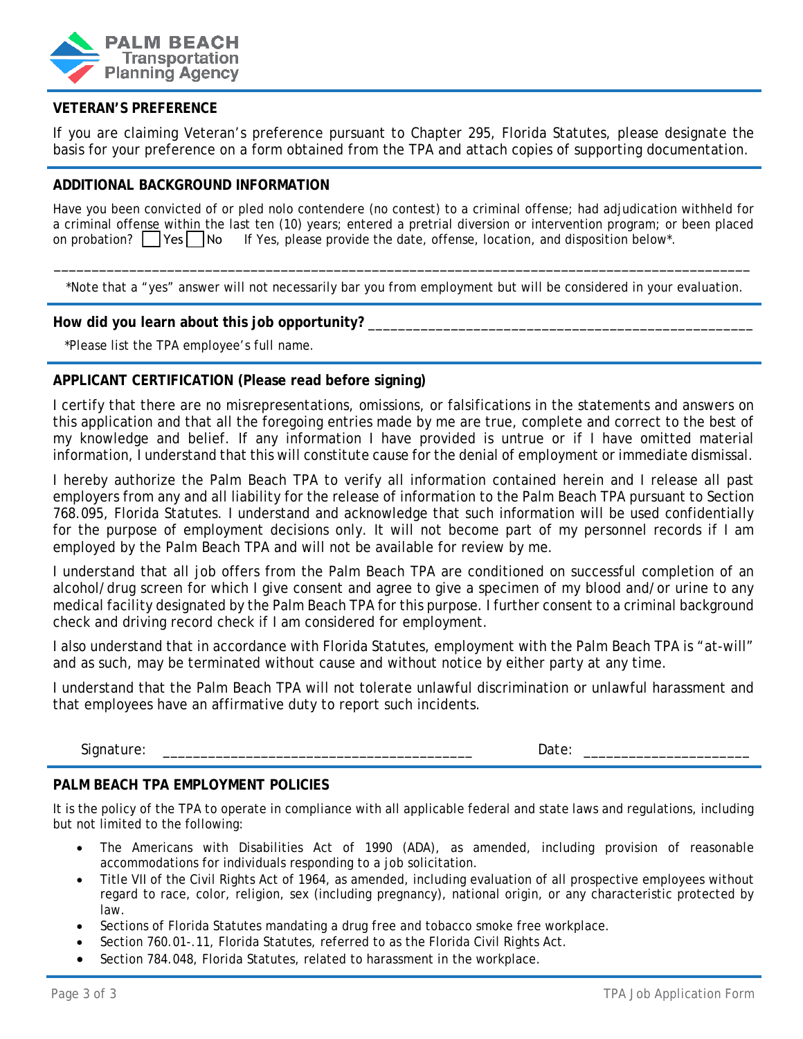**Palm Beach Transportation Planning Agency**

## VETERAN'S PREFERENCE

If you are claiming Veteran's preference pursuant to Chapter 295, Florida Statutes, please designate the basis for your preference on a form obtained from the TPA and attach copies of supporting documentation.

## ADDITIONAL BACKGROUND INFORMATION

Have you been convicted of or pled nolo contendere (no contest) to a criminal offense; had adjudication withheld for a criminal offense within the last ten (10) years; entered a pretrial diversion or intervention program; or been placed on probation? ☐ Yes ☐ No   If Yes, please provide the date, offense, location, and disposition below*.

___________________________________________________________________________________________

*Note that a "yes" answer will not necessarily bar you from employment but will be considered in your evaluation.

**How did you learn about this job opportunity?** ___________________________________________________

*Please list the TPA employee's full name.

## APPLICANT CERTIFICATION (Please read before signing)

I certify that there are no misrepresentations, omissions, or falsifications in the statements and answers on this application and that all the foregoing entries made by me are true, complete and correct to the best of my knowledge and belief. If any information I have provided is untrue or if I have omitted material information, I understand that this will constitute cause for the denial of employment or immediate dismissal.

I hereby authorize the Palm Beach TPA to verify all information contained herein and I release all past employers from any and all liability for the release of information to the Palm Beach TPA pursuant to Section 768.095, Florida Statutes. I understand and acknowledge that such information will be used confidentially for the purpose of employment decisions only. It will not become part of my personnel records if I am employed by the Palm Beach TPA and will not be available for review by me.

I understand that all job offers from the Palm Beach TPA are conditioned on successful completion of an alcohol/drug screen for which I give consent and agree to give a specimen of my blood and/or urine to any medical facility designated by the Palm Beach TPA for this purpose. I further consent to a criminal background check and driving record check if I am considered for employment.

I also understand that in accordance with Florida Statutes, employment with the Palm Beach TPA is "at-will" and as such, may be terminated without cause and without notice by either party at any time.

I understand that the Palm Beach TPA will not tolerate unlawful discrimination or unlawful harassment and that employees have an affirmative duty to report such incidents.

Signature: ________________________________________   Date: _____________________

## PALM BEACH TPA EMPLOYMENT POLICIES

It is the policy of the TPA to operate in compliance with all applicable federal and state laws and regulations, including but not limited to the following:

- The Americans with Disabilities Act of 1990 (ADA), as amended, including provision of reasonable accommodations for individuals responding to a job solicitation.
- Title VII of the Civil Rights Act of 1964, as amended, including evaluation of all prospective employees without regard to race, color, religion, sex (including pregnancy), national origin, or any characteristic protected by law.
- Sections of Florida Statutes mandating a drug free and tobacco smoke free workplace.
- Section 760.01-.11, Florida Statutes, referred to as the Florida Civil Rights Act.
- Section 784.048, Florida Statutes, related to harassment in the workplace.